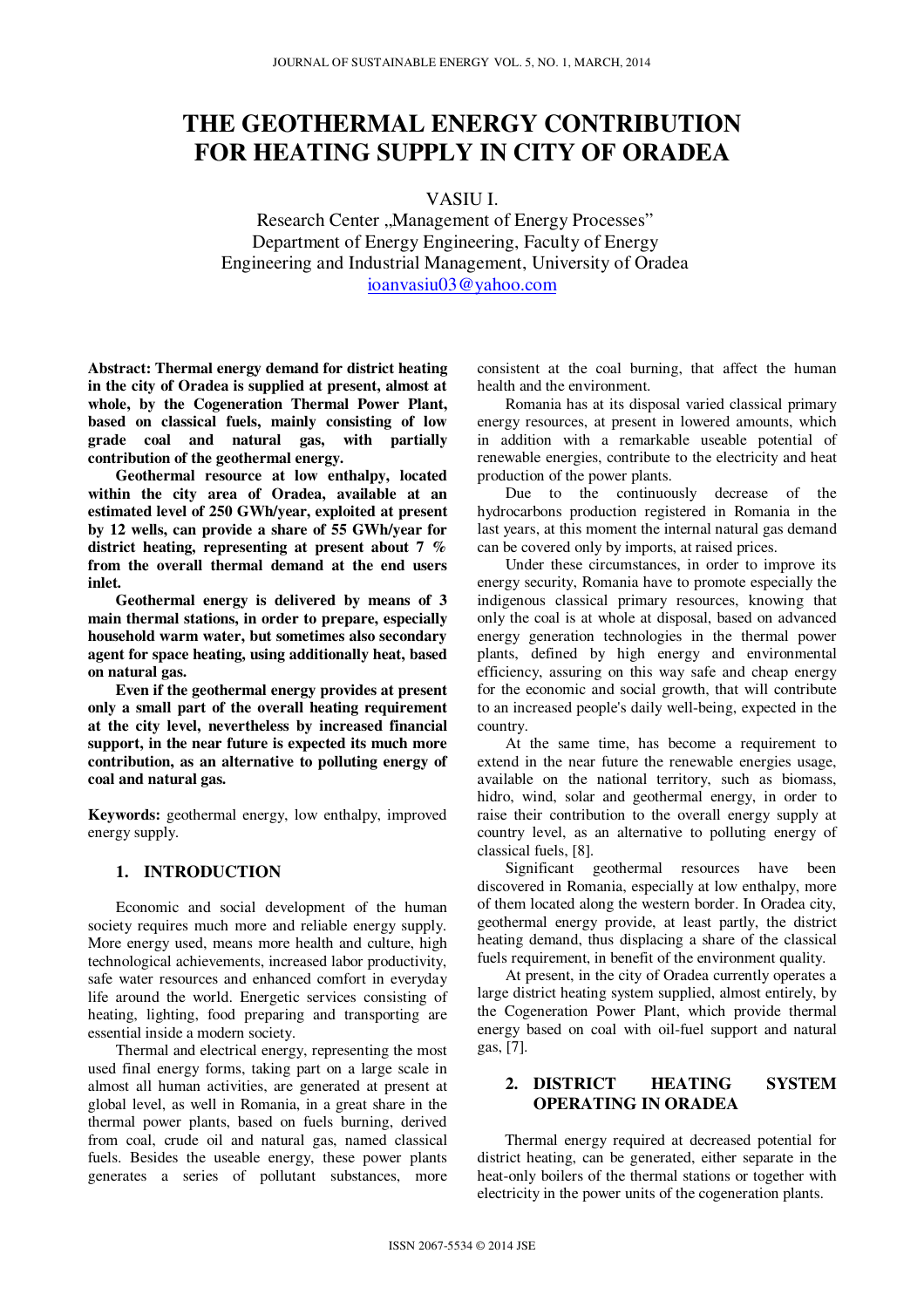# THE GEOTHERMAL ENERGY CONTRIBUTION FOR HEATING SUPPLY IN CITY OF ORADEA

VASIU I.

Research Center „Management of Energy Processes"
Department of Energy Engineering, Faculty of Energy Engineering and Industrial Management, University of Oradea
ioanvasiu03@yahoo.com

**Abstract: Thermal energy demand for district heating in the city of Oradea is supplied at present, almost at whole, by the Cogeneration Thermal Power Plant, based on classical fuels, mainly consisting of low grade coal and natural gas, with partially contribution of the geothermal energy.**

**Geothermal resource at low enthalpy, located within the city area of Oradea, available at an estimated level of 250 GWh/year, exploited at present by 12 wells, can provide a share of 55 GWh/year for district heating, representing at present about 7 % from the overall thermal demand at the end users inlet.**

**Geothermal energy is delivered by means of 3 main thermal stations, in order to prepare, especially household warm water, but sometimes also secondary agent for space heating, using additionally heat, based on natural gas.**

**Even if the geothermal energy provides at present only a small part of the overall heating requirement at the city level, nevertheless by increased financial support, in the near future is expected its much more contribution, as an alternative to polluting energy of coal and natural gas.**

**Keywords:** geothermal energy, low enthalpy, improved energy supply.

## 1. INTRODUCTION

Economic and social development of the human society requires much more and reliable energy supply. More energy used, means more health and culture, high technological achievements, increased labor productivity, safe water resources and enhanced comfort in everyday life around the world. Energetic services consisting of heating, lighting, food preparing and transporting are essential inside a modern society.

Thermal and electrical energy, representing the most used final energy forms, taking part on a large scale in almost all human activities, are generated at present at global level, as well in Romania, in a great share in the thermal power plants, based on fuels burning, derived from coal, crude oil and natural gas, named classical fuels. Besides the useable energy, these power plants generates a series of pollutant substances, more consistent at the coal burning, that affect the human health and the environment.

Romania has at its disposal varied classical primary energy resources, at present in lowered amounts, which in addition with a remarkable useable potential of renewable energies, contribute to the electricity and heat production of the power plants.

Due to the continuously decrease of the hydrocarbons production registered in Romania in the last years, at this moment the internal natural gas demand can be covered only by imports, at raised prices.

Under these circumstances, in order to improve its energy security, Romania have to promote especially the indigenous classical primary resources, knowing that only the coal is at whole at disposal, based on advanced energy generation technologies in the thermal power plants, defined by high energy and environmental efficiency, assuring on this way safe and cheap energy for the economic and social growth, that will contribute to an increased people's daily well-being, expected in the country.

At the same time, has become a requirement to extend in the near future the renewable energies usage, available on the national territory, such as biomass, hidro, wind, solar and geothermal energy, in order to raise their contribution to the overall energy supply at country level, as an alternative to polluting energy of classical fuels, [8].

Significant geothermal resources have been discovered in Romania, especially at low enthalpy, more of them located along the western border. In Oradea city, geothermal energy provide, at least partly, the district heating demand, thus displacing a share of the classical fuels requirement, in benefit of the environment quality.

At present, in the city of Oradea currently operates a large district heating system supplied, almost entirely, by the Cogeneration Power Plant, which provide thermal energy based on coal with oil-fuel support and natural gas, [7].

## 2. DISTRICT HEATING SYSTEM OPERATING IN ORADEA

Thermal energy required at decreased potential for district heating, can be generated, either separate in the heat-only boilers of the thermal stations or together with electricity in the power units of the cogeneration plants.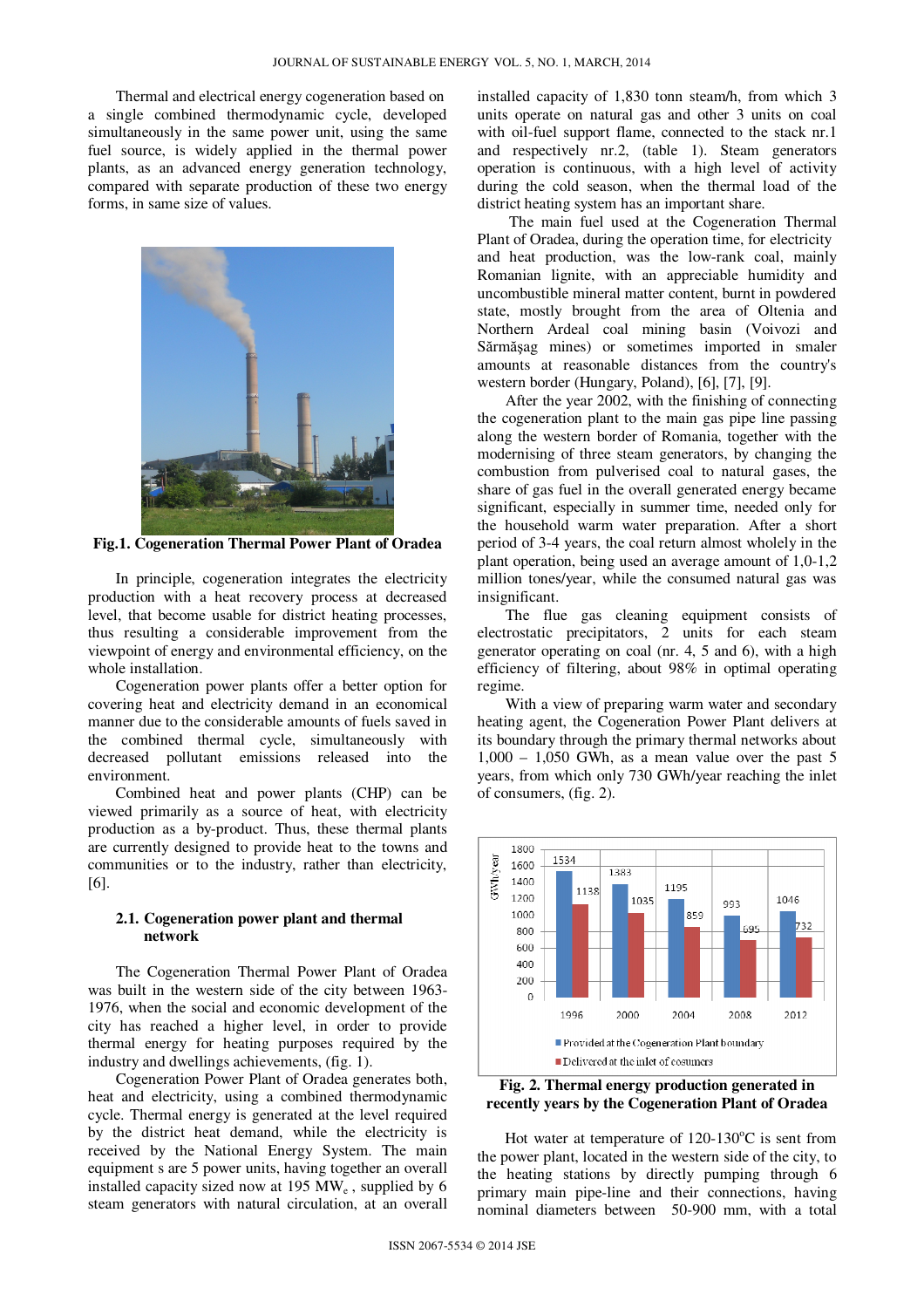Thermal and electrical energy cogeneration based on a single combined thermodynamic cycle, developed simultaneously in the same power unit, using the same fuel source, is widely applied in the thermal power plants, as an advanced energy generation technology, compared with separate production of these two energy forms, in same size of values.

**Fig.1. Cogeneration Thermal Power Plant of Oradea**

In principle, cogeneration integrates the electricity production with a heat recovery process at decreased level, that become usable for district heating processes, thus resulting a considerable improvement from the viewpoint of energy and environmental efficiency, on the whole installation.

Cogeneration power plants offer a better option for covering heat and electricity demand in an economical manner due to the considerable amounts of fuels saved in the combined thermal cycle, simultaneously with decreased pollutant emissions released into the environment.

Combined heat and power plants (CHP) can be viewed primarily as a source of heat, with electricity production as a by-product. Thus, these thermal plants are currently designed to provide heat to the towns and communities or to the industry, rather than electricity, [6].

## 2.1. Cogeneration power plant and thermal network

The Cogeneration Thermal Power Plant of Oradea was built in the western side of the city between 1963-1976, when the social and economic development of the city has reached a higher level, in order to provide thermal energy for heating purposes required by the industry and dwellings achievements, (fig. 1).

Cogeneration Power Plant of Oradea generates both, heat and electricity, using a combined thermodynamic cycle. Thermal energy is generated at the level required by the district heat demand, while the electricity is received by the National Energy System. The main equipment s are 5 power units, having together an overall installed capacity sized now at 195 $MW_e$ , supplied by 6 steam generators with natural circulation, at an overall installed capacity of 1,830 tonn steam/h, from which 3 units operate on natural gas and other 3 units on coal with oil-fuel support flame, connected to the stack nr.1 and respectively nr.2, (table 1). Steam generators operation is continuous, with a high level of activity during the cold season, when the thermal load of the district heating system has an important share.

The main fuel used at the Cogeneration Thermal Plant of Oradea, during the operation time, for electricity and heat production, was the low-rank coal, mainly Romanian lignite, with an appreciable humidity and uncombustible mineral matter content, burnt in powdered state, mostly brought from the area of Oltenia and Northern Ardeal coal mining basin (Voivozi and Sărmăşag mines) or sometimes imported in smaler amounts at reasonable distances from the country's western border (Hungary, Poland), [6], [7], [9].

After the year 2002, with the finishing of connecting the cogeneration plant to the main gas pipe line passing along the western border of Romania, together with the modernising of three steam generators, by changing the combustion from pulverised coal to natural gases, the share of gas fuel in the overall generated energy became significant, especially in summer time, needed only for the household warm water preparation. After a short period of 3-4 years, the coal return almost wholely in the plant operation, being used an average amount of 1,0-1,2 million tones/year, while the consumed natural gas was insignificant.

The flue gas cleaning equipment consists of electrostatic precipitators, 2 units for each steam generator operating on coal (nr. 4, 5 and 6), with a high efficiency of filtering, about 98% in optimal operating regime.

With a view of preparing warm water and secondary heating agent, the Cogeneration Power Plant delivers at its boundary through the primary thermal networks about 1,000 – 1,050 GWh, as a mean value over the past 5 years, from which only 730 GWh/year reaching the inlet of consumers, (fig. 2).

GWh/year
1800
1600
1400
1200
1000
800
600
400
200
0
1534 1138
1383 1035
1195 859
993 695
1046 732
1996 2000 2004 2008 2012
Provided at the Cogeneration Plant boundary
Delivered at the inlet of cosumers

**Fig. 2. Thermal energy production generated in recently years by the Cogeneration Plant of Oradea**

Hot water at temperature of 120-130°C is sent from the power plant, located in the western side of the city, to the heating stations by directly pumping through 6 primary main pipe-line and their connections, having nominal diameters between 50-900 mm, with a total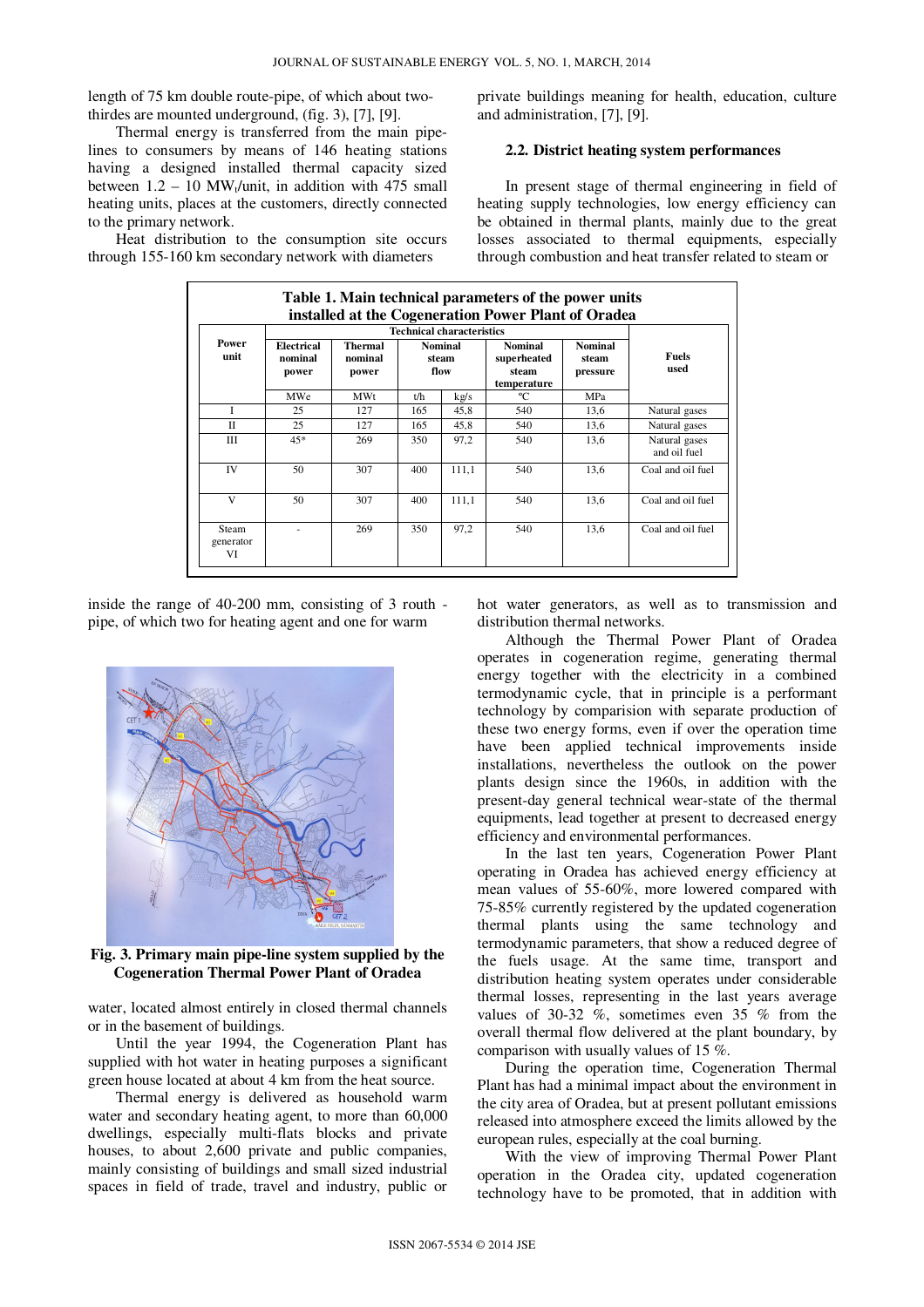length of 75 km double route-pipe, of which about two-thirdes are mounted underground, (fig. 3), [7], [9].

Thermal energy is transferred from the main pipe-lines to consumers by means of 146 heating stations having a designed installed thermal capacity sized between 1.2 – 10 $MW_t$/unit, in addition with 475 small heating units, places at the customers, directly connected to the primary network.

Heat distribution to the consumption site occurs through 155-160 km secondary network with diameters inside the range of 40-200 mm, consisting of 3 routh - pipe, of which two for heating agent and one for warm water, located almost entirely in closed thermal channels or in the basement of buildings.

Until the year 1994, the Cogeneration Plant has supplied with hot water in heating purposes a significant green house located at about 4 km from the heat source.

Thermal energy is delivered as household warm water and secondary heating agent, to more than 60,000 dwellings, especially multi-flats blocks and private houses, to about 2,600 private and public companies, mainly consisting of buildings and small sized industrial spaces in field of trade, travel and industry, public or private buildings meaning for health, education, culture and administration, [7], [9].

**Table 1. Main technical parameters of the power units installed at the Cogeneration Power Plant of Oradea**

| Power unit | Technical characteristics | | | | | | Fuels used |
|---|---|---|---|---|---|---|---|
| | Electrical nominal power | Thermal nominal power | Nominal steam flow | | Nominal superheated steam temperature | Nominal steam pressure | |
| | MWe | MWt | t/h | kg/s | °C | MPa | |
| I | 25 | 127 | 165 | 45,8 | 540 | 13,6 | Natural gases |
| II | 25 | 127 | 165 | 45,8 | 540 | 13,6 | Natural gases |
| III | 45* | 269 | 350 | 97,2 | 540 | 13,6 | Natural gases and oil fuel |
| IV | 50 | 307 | 400 | 111,1 | 540 | 13,6 | Coal and oil fuel |
| V | 50 | 307 | 400 | 111,1 | 540 | 13,6 | Coal and oil fuel |
| Steam generator VI | - | 269 | 350 | 97,2 | 540 | 13,6 | Coal and oil fuel |

**Fig. 3. Primary main pipe-line system supplied by the Cogeneration Thermal Power Plant of Oradea**

### 2.2. District heating system performances

In present stage of thermal engineering in field of heating supply technologies, low energy efficiency can be obtained in thermal plants, mainly due to the great losses associated to thermal equipments, especially through combustion and heat transfer related to steam or hot water generators, as well as to transmission and distribution thermal networks.

Although the Thermal Power Plant of Oradea operates in cogeneration regime, generating thermal energy together with the electricity in a combined termodynamic cycle, that in principle is a performant technology by comparision with separate production of these two energy forms, even if over the operation time have been applied technical improvements inside installations, nevertheless the outlook on the power plants design since the 1960s, in addition with the present-day general technical wear-state of the thermal equipments, lead together at present to decreased energy efficiency and environmental performances.

In the last ten years, Cogeneration Power Plant operating in Oradea has achieved energy efficiency at mean values of 55-60%, more lowered compared with 75-85% currently registered by the updated cogeneration thermal plants using the same technology and termodynamic parameters, that show a reduced degree of the fuels usage. At the same time, transport and distribution heating system operates under considerable thermal losses, representing in the last years average values of 30-32 %, sometimes even 35 % from the overall thermal flow delivered at the plant boundary, by comparison with usually values of 15 %.

During the operation time, Cogeneration Thermal Plant has had a minimal impact about the environment in the city area of Oradea, but at present pollutant emissions released into atmosphere exceed the limits allowed by the european rules, especially at the coal burning.

With the view of improving Thermal Power Plant operation in the Oradea city, updated cogeneration technology have to be promoted, that in addition with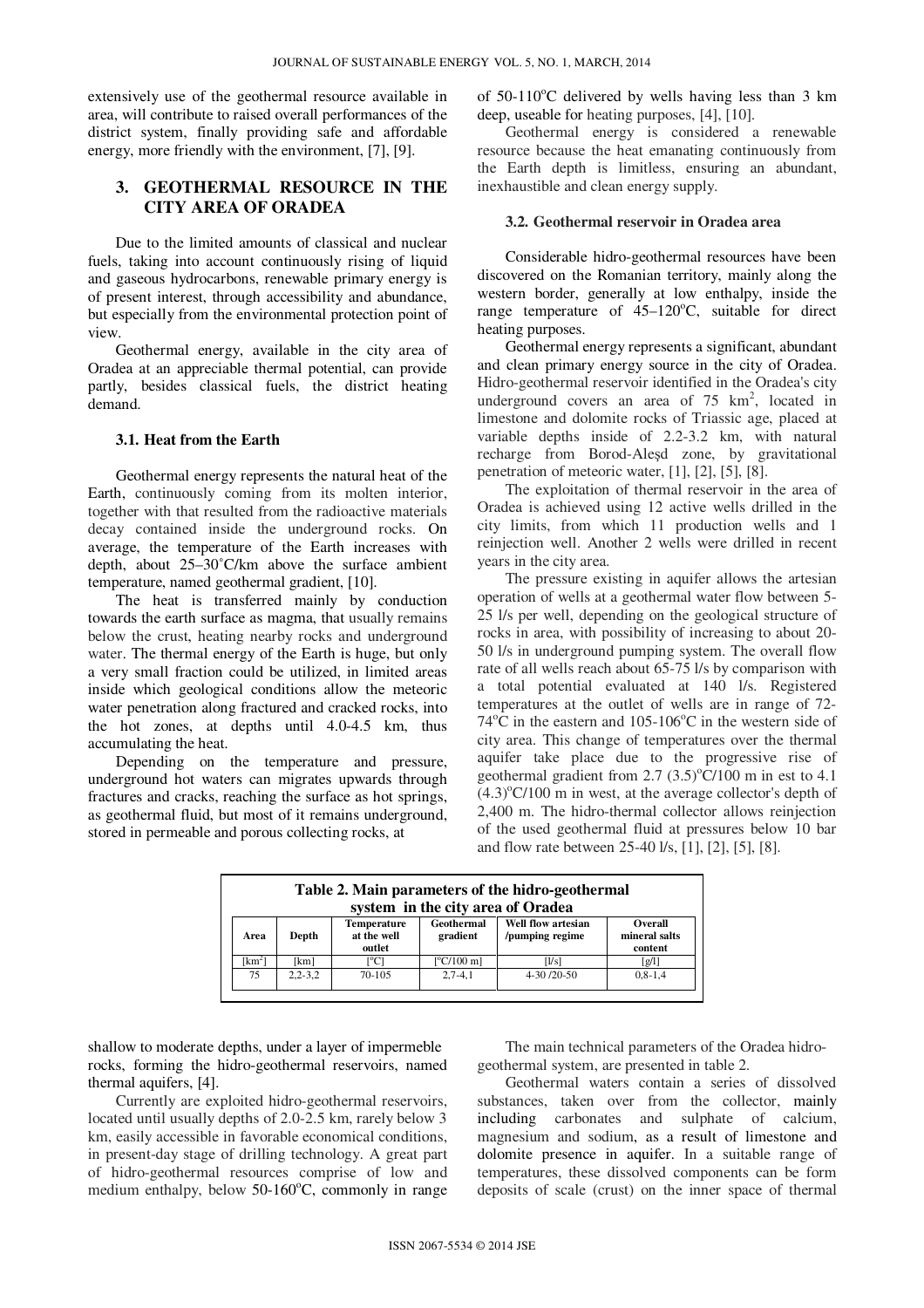extensively use of the geothermal resource available in area, will contribute to raised overall performances of the district system, finally providing safe and affordable energy, more friendly with the environment, [7], [9].

## 3. GEOTHERMAL RESOURCE IN THE CITY AREA OF ORADEA

Due to the limited amounts of classical and nuclear fuels, taking into account continuously rising of liquid and gaseous hydrocarbons, renewable primary energy is of present interest, through accessibility and abundance, but especially from the environmental protection point of view.

Geothermal energy, available in the city area of Oradea at an appreciable thermal potential, can provide partly, besides classical fuels, the district heating demand.

### 3.1. Heat from the Earth

Geothermal energy represents the natural heat of the Earth, continuously coming from its molten interior, together with that resulted from the radioactive materials decay contained inside the underground rocks. On average, the temperature of the Earth increases with depth, about 25–30˚C/km above the surface ambient temperature, named geothermal gradient, [10].

The heat is transferred mainly by conduction towards the earth surface as magma, that usually remains below the crust, heating nearby rocks and underground water. The thermal energy of the Earth is huge, but only a very small fraction could be utilized, in limited areas inside which geological conditions allow the meteoric water penetration along fractured and cracked rocks, into the hot zones, at depths until 4.0-4.5 km, thus accumulating the heat.

Depending on the temperature and pressure, underground hot waters can migrates upwards through fractures and cracks, reaching the surface as hot springs, as geothermal fluid, but most of it remains underground, stored in permeable and porous collecting rocks, at shallow to moderate depths, under a layer of impermeble rocks, forming the hidro-geothermal reservoirs, named thermal aquifers, [4].

Currently are exploited hidro-geothermal reservoirs, located until usually depths of 2.0-2.5 km, rarely below 3 km, easily accessible in favorable economical conditions, in present-day stage of drilling technology. A great part of hidro-geothermal resources comprise of low and medium enthalpy, below 50-160°C, commonly in range of 50-110°C delivered by wells having less than 3 km deep, useable for heating purposes, [4], [10].

Geothermal energy is considered a renewable resource because the heat emanating continuously from the Earth depth is limitless, ensuring an abundant, inexhaustible and clean energy supply.

### 3.2. Geothermal reservoir in Oradea area

Considerable hidro-geothermal resources have been discovered on the Romanian territory, mainly along the western border, generally at low enthalpy, inside the range temperature of 45–120°C, suitable for direct heating purposes.

Geothermal energy represents a significant, abundant and clean primary energy source in the city of Oradea. Hidro-geothermal reservoir identified in the Oradea's city underground covers an area of 75 km$^2$, located in limestone and dolomite rocks of Triassic age, placed at variable depths inside of 2.2-3.2 km, with natural recharge from Borod-Aleşd zone, by gravitational penetration of meteoric water, [1], [2], [5], [8].

The exploitation of thermal reservoir in the area of Oradea is achieved using 12 active wells drilled in the city limits, from which 11 production wells and 1 reinjection well. Another 2 wells were drilled in recent years in the city area.

The pressure existing in aquifer allows the artesian operation of wells at a geothermal water flow between 5-25 l/s per well, depending on the geological structure of rocks in area, with possibility of increasing to about 20-50 l/s in underground pumping system. The overall flow rate of all wells reach about 65-75 l/s by comparison with a total potential evaluated at 140 l/s. Registered temperatures at the outlet of wells are in range of 72-74°C in the eastern and 105-106°C in the western side of city area. This change of temperatures over the thermal aquifer take place due to the progressive rise of geothermal gradient from 2.7 (3.5)°C/100 m in est to 4.1 (4.3)°C/100 m in west, at the average collector's depth of 2,400 m. The hidro-thermal collector allows reinjection of the used geothermal fluid at pressures below 10 bar and flow rate between 25-40 l/s, [1], [2], [5], [8].

**Table 2. Main parameters of the hidro-geothermal system in the city area of Oradea**

| Area | Depth | Temperature at the well outlet | Geothermal gradient | Well flow artesian /pumping regime | Overall mineral salts content |
|---|---|---|---|---|---|
| [km$^2$] | [km] | [°C] | [°C/100 m] | [l/s] | [g/l] |
| 75 | 2,2-3,2 | 70-105 | 2,7-4,1 | 4-30 /20-50 | 0,8-1,4 |

The main technical parameters of the Oradea hidro-geothermal system, are presented in table 2.

Geothermal waters contain a series of dissolved substances, taken over from the collector, mainly including carbonates and sulphate of calcium, magnesium and sodium, as a result of limestone and dolomite presence in aquifer. In a suitable range of temperatures, these dissolved components can be form deposits of scale (crust) on the inner space of thermal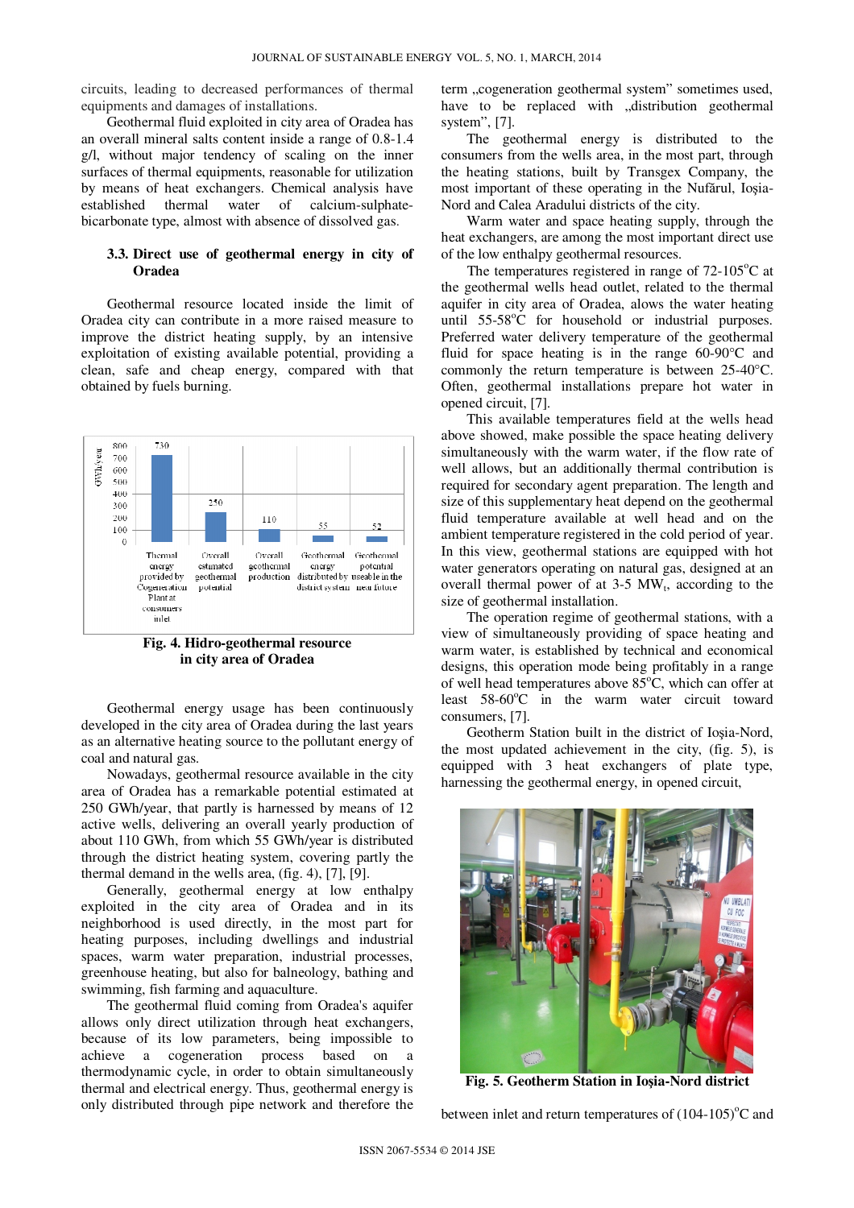circuits, leading to decreased performances of thermal equipments and damages of installations.

Geothermal fluid exploited in city area of Oradea has an overall mineral salts content inside a range of 0.8-1.4 g/l, without major tendency of scaling on the inner surfaces of thermal equipments, reasonable for utilization by means of heat exchangers. Chemical analysis have established thermal water of calcium-sulphate-bicarbonate type, almost with absence of dissolved gas.

### 3.3. Direct use of geothermal energy in city of Oradea

Geothermal resource located inside the limit of Oradea city can contribute in a more raised measure to improve the district heating supply, by an intensive exploitation of existing available potential, providing a clean, safe and cheap energy, compared with that obtained by fuels burning.

GWh/year

800
700
600
500
400
300
200
100
0

730
250
110
55
52

Thermal energy provided by Cogeneration Plant at consumers inlet

Overall estimated geothermal potential

Overall geothermal production

Geothermal energy distributed by district system

Geothermal potential useable in the near future

**Fig. 4. Hidro-geothermal resource in city area of Oradea**

Geothermal energy usage has been continuously developed in the city area of Oradea during the last years as an alternative heating source to the pollutant energy of coal and natural gas.

Nowadays, geothermal resource available in the city area of Oradea has a remarkable potential estimated at 250 GWh/year, that partly is harnessed by means of 12 active wells, delivering an overall yearly production of about 110 GWh, from which 55 GWh/year is distributed through the district heating system, covering partly the thermal demand in the wells area, (fig. 4), [7], [9].

Generally, geothermal energy at low enthalpy exploited in the city area of Oradea and in its neighborhood is used directly, in the most part for heating purposes, including dwellings and industrial spaces, warm water preparation, industrial processes, greenhouse heating, but also for balneology, bathing and swimming, fish farming and aquaculture.

The geothermal fluid coming from Oradea's aquifer allows only direct utilization through heat exchangers, because of its low parameters, being impossible to achieve a cogeneration process based on a thermodynamic cycle, in order to obtain simultaneously thermal and electrical energy. Thus, geothermal energy is only distributed through pipe network and therefore the term „cogeneration geothermal system" sometimes used, have to be replaced with „distribution geothermal system", [7].

The geothermal energy is distributed to the consumers from the wells area, in the most part, through the heating stations, built by Transgex Company, the most important of these operating in the Nufărul, Ioşia-Nord and Calea Aradului districts of the city.

Warm water and space heating supply, through the heat exchangers, are among the most important direct use of the low enthalpy geothermal resources.

The temperatures registered in range of 72-105°C at the geothermal wells head outlet, related to the thermal aquifer in city area of Oradea, allows the water heating until 55-58°C for household or industrial purposes. Preferred water delivery temperature of the geothermal fluid for space heating is in the range 60-90°C and commonly the return temperature is between 25-40°C. Often, geothermal installations prepare hot water in opened circuit, [7].

This available temperatures field at the wells head above showed, make possible the space heating delivery simultaneously with the warm water, if the flow rate of well allows, but an additionally thermal contribution is required for secondary agent preparation. The length and size of this supplementary heat depend on the geothermal fluid temperature available at well head and on the ambient temperature registered in the cold period of year. In this view, geothermal stations are equipped with hot water generators operating on natural gas, designed at an overall thermal power of at 3-5 $MW_t$, according to the size of geothermal installation.

The operation regime of geothermal stations, with a view of simultaneously providing of space heating and warm water, is established by technical and economical designs, this operation mode being profitably in a range of well head temperatures above 85°C, which can offer at least 58-60°C in the warm water circuit toward consumers, [7].

Geotherm Station built in the district of Ioşia-Nord, the most updated achievement in the city, (fig. 5), is equipped with 3 heat exchangers of plate type, harnessing the geothermal energy, in opened circuit,

**Fig. 5. Geotherm Station in Ioşia-Nord district**

between inlet and return temperatures of (104-105)°C and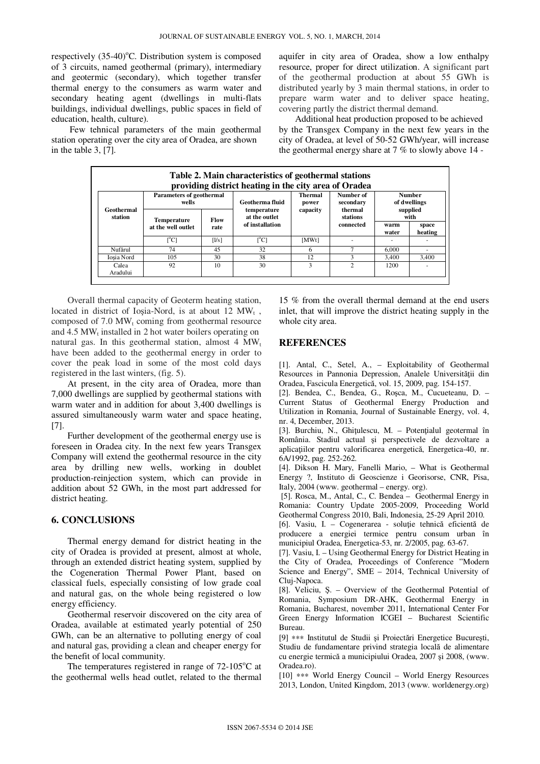respectively (35-40)°C. Distribution system is composed of 3 circuits, named geothermal (primary), intermediary and geotermic (secondary), which together transfer thermal energy to the consumers as warm water and secondary heating agent (dwellings in multi-flats buildings, individual dwellings, public spaces in field of education, health, culture).

Few tehnical parameters of the main geothermal station operating over the city area of Oradea, are shown in the table 3, [7].

**Table 2. Main characteristics of geothermal stations providing district heating in the city area of Oradea**

| Geothermal station | Parameters of geothermal wells | | Geotherma fluid temperature at the outlet of installation | Thermal power capacity | Number of secondary thermal stations connected | Number of dwellings supplied with | |
|---|---|---|---|---|---|---|---|
| | Temperature at the well outlet | Flow rate | | | | warm water | space heating |
| | [°C] | [l/s] | [°C] | [MWt] | - | - | - |
| Nufărul | 74 | 45 | 32 | 6 | 7 | 6,000 | - |
| Ioşia Nord | 105 | 30 | 38 | 12 | 3 | 3,400 | 3,400 |
| Calea Aradului | 92 | 10 | 30 | 3 | 2 | 1200 | - |

Overall thermal capacity of Geoterm heating station, located in district of Ioşia-Nord, is at about 12 $MW_t$ , composed of 7.0 $MW_t$ coming from geothermal resource and 4.5 $MW_t$ installed in 2 hot water boilers operating on natural gas. In this geothermal station, almost 4 $MW_t$ have been added to the geothermal energy in order to cover the peak load in some of the most cold days registered in the last winters, (fig. 5).

At present, in the city area of Oradea, more than 7,000 dwellings are supplied by geothermal stations with warm water and in addition for about 3,400 dwellings is assured simultaneously warm water and space heating, [7].

Further development of the geothermal energy use is foreseen in Oradea city. In the next few years Transgex Company will extend the geothermal resource in the city area by drilling new wells, working in doublet production-reinjection system, which can provide in addition about 52 GWh, in the most part addressed for district heating.

## 6. CONCLUSIONS

Thermal energy demand for district heating in the city of Oradea is provided at present, almost at whole, through an extended district heating system, supplied by the Cogeneration Thermal Power Plant, based on classical fuels, especially consisting of low grade coal and natural gas, on the whole being registered o low energy efficiency.

Geothermal reservoir discovered on the city area of Oradea, available at estimated yearly potential of 250 GWh, can be an alternative to polluting energy of coal and natural gas, providing a clean and cheaper energy for the benefit of local community.

The temperatures registered in range of 72-105°C at the geothermal wells head outlet, related to the thermal aquifer in city area of Oradea, show a low enthalpy resource, proper for direct utilization. A significant part of the geothermal production at about 55 GWh is distributed yearly by 3 main thermal stations, in order to prepare warm water and to deliver space heating, covering partly the district thermal demand.

Additional heat production proposed to be achieved by the Transgex Company in the next few years in the city of Oradea, at level of 50-52 GWh/year, will increase the geothermal energy share at 7 % to slowly above 14 - 15 % from the overall thermal demand at the end users inlet, that will improve the district heating supply in the whole city area.

## REFERENCES

[1]. Antal, C., Setel, A., – Exploitability of Geothermal Resources in Pannonia Depression, Analele Universităţii din Oradea, Fascicula Energetică, vol. 15, 2009, pag. 154-157.

[2]. Bendea, C., Bendea, G., Roşca, M., Cucueteanu, D. – Current Status of Geothermal Energy Production and Utilization in Romania, Journal of Sustainable Energy, vol. 4, nr. 4, December, 2013.

[3]. Burchiu, N., Ghiţulescu, M. – Potenţialul geotermal în România. Stadiul actual şi perspectivele de dezvoltare a aplicaţiilor pentru valorificarea energetică, Energetica-40, nr. 6A/1992, pag. 252-262.

[4]. Dikson H. Mary, Fanelli Mario, – What is Geothermal Energy ?, Instituto di Geoscienze i Georisorse, CNR, Pisa, Italy, 2004 (www. geothermal – energy. org).

[5]. Rosca, M., Antal, C., C. Bendea – Geothermal Energy in Romania: Country Update 2005-2009, Proceeding World Geothermal Congress 2010, Bali, Indonesia, 25-29 April 2010.

[6]. Vasiu, I. – Cogenerarea - soluţie tehnică eficientă de producere a energiei termice pentru consum urban în municipiul Oradea, Energetica-53, nr. 2/2005, pag. 63-67.

[7]. Vasiu, I. – Using Geothermal Energy for District Heating in the City of Oradea, Proceedings of Conference "Modern Science and Energy", SME – 2014, Technical University of Cluj-Napoca.

[8]. Veliciu, Ş. – Overview of the Geothermal Potential of Romania, Symposium DR-AHK, Geothermal Energy in Romania, Bucharest, november 2011, International Center For Green Energy Information ICGEI – Bucharest Scientific Bureau.

[9] *** Institutul de Studii şi Proiectări Energetice Bucureşti, Studiu de fundamentare privind strategia locală de alimentare cu energie termică a municipiului Oradea, 2007 şi 2008, (www. Oradea.ro).

[10] *** World Energy Council – World Energy Resources 2013, London, United Kingdom, 2013 (www. worldenergy.org)